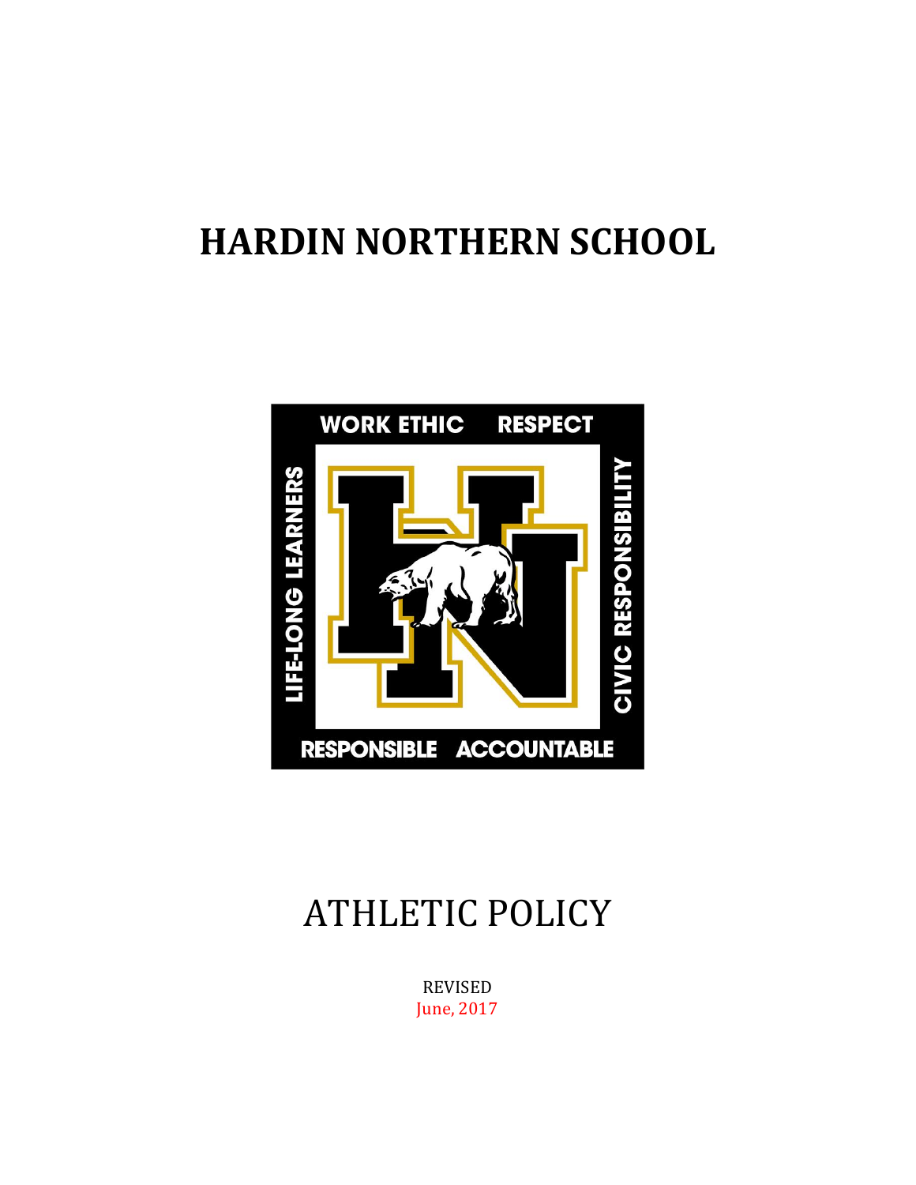# HARDIN NORTHERN SCHOOL

WORK ETHIC RESPECT

LIFE-LONG LEARNERS

CIVIC RESPONSIBILITY

RESPONSIBLE ACCOUNTABLE

## ATHLETIC POLICY

REVISED
June, 2017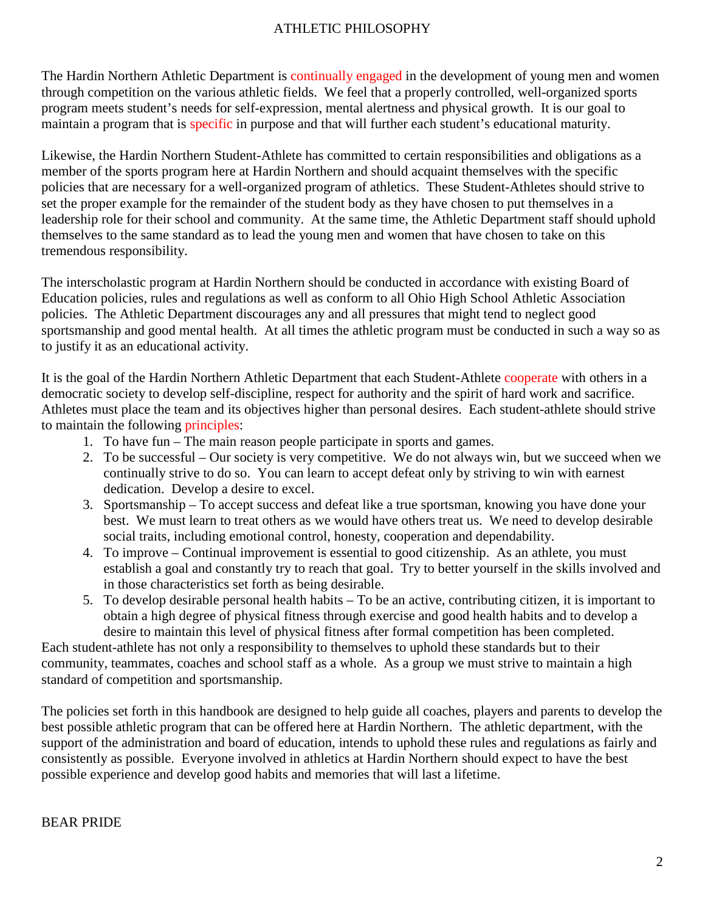# ATHLETIC PHILOSOPHY

The Hardin Northern Athletic Department is continually engaged in the development of young men and women through competition on the various athletic fields. We feel that a properly controlled, well-organized sports program meets student's needs for self-expression, mental alertness and physical growth. It is our goal to maintain a program that is specific in purpose and that will further each student's educational maturity.

Likewise, the Hardin Northern Student-Athlete has committed to certain responsibilities and obligations as a member of the sports program here at Hardin Northern and should acquaint themselves with the specific policies that are necessary for a well-organized program of athletics. These Student-Athletes should strive to set the proper example for the remainder of the student body as they have chosen to put themselves in a leadership role for their school and community. At the same time, the Athletic Department staff should uphold themselves to the same standard as to lead the young men and women that have chosen to take on this tremendous responsibility.

The interscholastic program at Hardin Northern should be conducted in accordance with existing Board of Education policies, rules and regulations as well as conform to all Ohio High School Athletic Association policies. The Athletic Department discourages any and all pressures that might tend to neglect good sportsmanship and good mental health. At all times the athletic program must be conducted in such a way so as to justify it as an educational activity.

It is the goal of the Hardin Northern Athletic Department that each Student-Athlete cooperate with others in a democratic society to develop self-discipline, respect for authority and the spirit of hard work and sacrifice. Athletes must place the team and its objectives higher than personal desires. Each student-athlete should strive to maintain the following principles:

1. To have fun – The main reason people participate in sports and games.
2. To be successful – Our society is very competitive. We do not always win, but we succeed when we continually strive to do so. You can learn to accept defeat only by striving to win with earnest dedication. Develop a desire to excel.
3. Sportsmanship – To accept success and defeat like a true sportsman, knowing you have done your best. We must learn to treat others as we would have others treat us. We need to develop desirable social traits, including emotional control, honesty, cooperation and dependability.
4. To improve – Continual improvement is essential to good citizenship. As an athlete, you must establish a goal and constantly try to reach that goal. Try to better yourself in the skills involved and in those characteristics set forth as being desirable.
5. To develop desirable personal health habits – To be an active, contributing citizen, it is important to obtain a high degree of physical fitness through exercise and good health habits and to develop a desire to maintain this level of physical fitness after formal competition has been completed.

Each student-athlete has not only a responsibility to themselves to uphold these standards but to their community, teammates, coaches and school staff as a whole. As a group we must strive to maintain a high standard of competition and sportsmanship.

The policies set forth in this handbook are designed to help guide all coaches, players and parents to develop the best possible athletic program that can be offered here at Hardin Northern. The athletic department, with the support of the administration and board of education, intends to uphold these rules and regulations as fairly and consistently as possible. Everyone involved in athletics at Hardin Northern should expect to have the best possible experience and develop good habits and memories that will last a lifetime.

BEAR PRIDE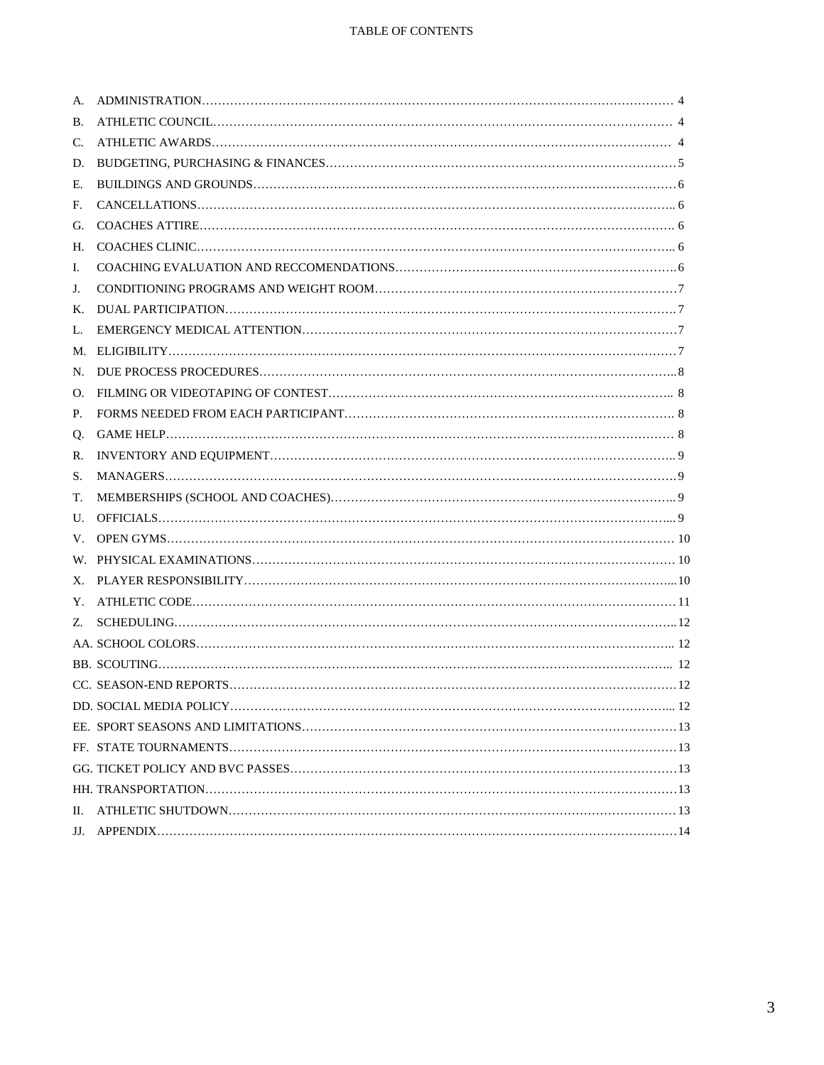# TABLE OF CONTENTS

A. ADMINISTRATION………………………………………………………………………………………………… 4
B. ATHLETIC COUNCIL……………………………………………………………………………………………… 4
C. ATHLETIC AWARDS……………………………………………………………………………………………… 4
D. BUDGETING, PURCHASING & FINANCES……………………………………………………………………………5
E. BUILDINGS AND GROUNDS…………………………………………………………………………………………6
F. CANCELLATIONS……………………………………………………………………………………………….. 6
G. COACHES ATTIRE………………………………………………………………………………………………. 6
H. COACHES CLINIC……………………………………………………………………………………………….. 6
I. COACHING EVALUATION AND RECCOMENDATIONS……………………………………………………………….6
J. CONDITIONING PROGRAMS AND WEIGHT ROOM……………………………………………………………………7
K. DUAL PARTICIPATION……………………………………………………………………………………………. 7
L. EMERGENCY MEDICAL ATTENTION………………………………………………………………………………7
M. ELIGIBILITY…………………………………………………………………………………………………………7
N. DUE PROCESS PROCEDURES………………………………………………………………………………………..8
O. FILMING OR VIDEOTAPING OF CONTEST……………………………………………………………………….. 8
P. FORMS NEEDED FROM EACH PARTICIPANT………………………………………………………………………. 8
Q. GAME HELP………………………………………………………………………………………………………… 8
R. INVENTORY AND EQUIPMENT………………………………………………………………………………….. 9
S. MANAGERS…………………………………………………………………………………………………………9
T. MEMBERSHIPS (SCHOOL AND COACHES)………………………………………………………………………... 9
U. OFFICIALS…………………………………………………………………………………………………….... 9
V. OPEN GYMS………………………………………………………………………………………………………… 10
W. PHYSICAL EXAMINATIONS………………………………………………………………………………………… 10
X. PLAYER RESPONSIBILITY……………………………………………………………………………………....10
Y. ATHLETIC CODE…………………………………………………………………………………………………11
Z. SCHEDULING……………………………………………………………………………………………………...12
AA. SCHOOL COLORS………………………………………………………………………………………………... 12
BB. SCOUTING……………………………………………………………………………………………………….. 12
CC. SEASON-END REPORTS……………………………………………………………………………………………12
DD. SOCIAL MEDIA POLICY……………………………………………………………………………………….... 12
EE. SPORT SEASONS AND LIMITATIONS…………………………………………………………………………………13
FF. STATE TOURNAMENTS………………………………………………………………………………………………13
GG. TICKET POLICY AND BVC PASSES……………………………………………………………………………………13
HH. TRANSPORTATION…………………………………………………………………………………………………13
II. ATHLETIC SHUTDOWN………………………………………………………………………………………………13
JJ. APPENDIX……………………………………………………………………………………………………………14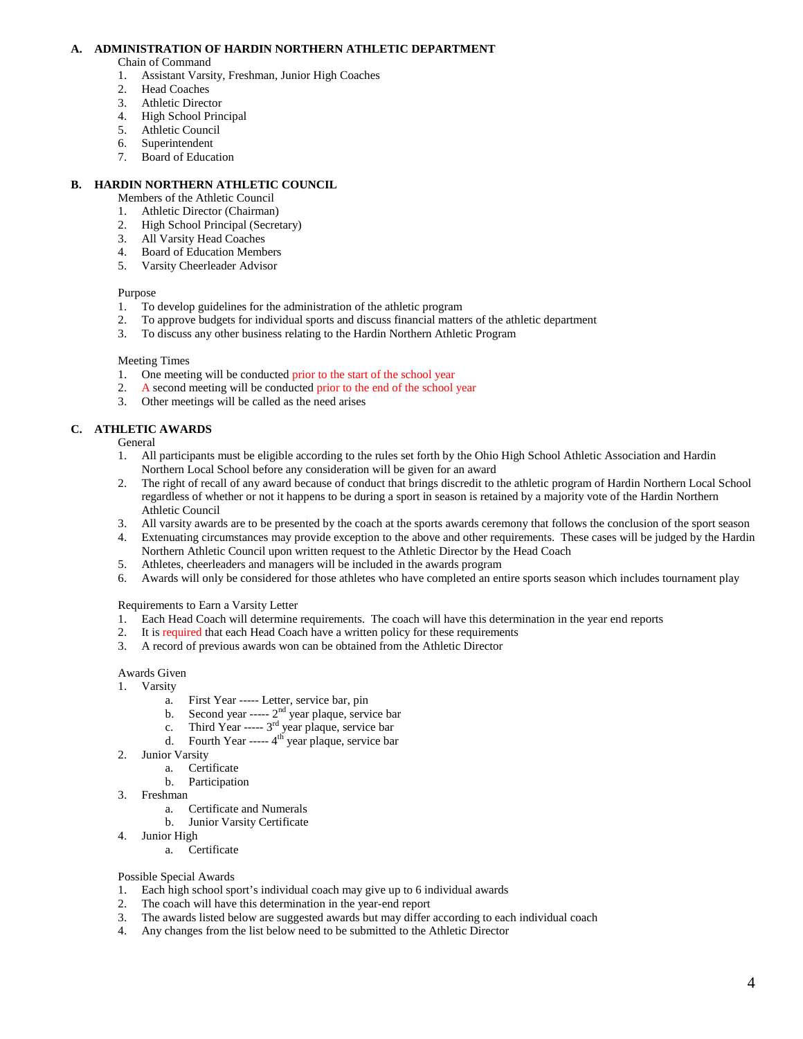## A. ADMINISTRATION OF HARDIN NORTHERN ATHLETIC DEPARTMENT

Chain of Command

1. Assistant Varsity, Freshman, Junior High Coaches
2. Head Coaches
3. Athletic Director
4. High School Principal
5. Athletic Council
6. Superintendent
7. Board of Education

## B. HARDIN NORTHERN ATHLETIC COUNCIL

Members of the Athletic Council

1. Athletic Director (Chairman)
2. High School Principal (Secretary)
3. All Varsity Head Coaches
4. Board of Education Members
5. Varsity Cheerleader Advisor

Purpose

1. To develop guidelines for the administration of the athletic program
2. To approve budgets for individual sports and discuss financial matters of the athletic department
3. To discuss any other business relating to the Hardin Northern Athletic Program

Meeting Times

1. One meeting will be conducted prior to the start of the school year
2. A second meeting will be conducted prior to the end of the school year
3. Other meetings will be called as the need arises

## C. ATHLETIC AWARDS

General

1. All participants must be eligible according to the rules set forth by the Ohio High School Athletic Association and Hardin Northern Local School before any consideration will be given for an award
2. The right of recall of any award because of conduct that brings discredit to the athletic program of Hardin Northern Local School regardless of whether or not it happens to be during a sport in season is retained by a majority vote of the Hardin Northern Athletic Council
3. All varsity awards are to be presented by the coach at the sports awards ceremony that follows the conclusion of the sport season
4. Extenuating circumstances may provide exception to the above and other requirements. These cases will be judged by the Hardin Northern Athletic Council upon written request to the Athletic Director by the Head Coach
5. Athletes, cheerleaders and managers will be included in the awards program
6. Awards will only be considered for those athletes who have completed an entire sports season which includes tournament play

Requirements to Earn a Varsity Letter

1. Each Head Coach will determine requirements. The coach will have this determination in the year end reports
2. It is required that each Head Coach have a written policy for these requirements
3. A record of previous awards won can be obtained from the Athletic Director

Awards Given

1. Varsity
   a. First Year ----- Letter, service bar, pin
   b. Second year ----- 2nd year plaque, service bar
   c. Third Year ----- 3rd year plaque, service bar
   d. Fourth Year ----- 4th year plaque, service bar
2. Junior Varsity
   a. Certificate
   b. Participation
3. Freshman
   a. Certificate and Numerals
   b. Junior Varsity Certificate
4. Junior High
   a. Certificate

Possible Special Awards

1. Each high school sport's individual coach may give up to 6 individual awards
2. The coach will have this determination in the year-end report
3. The awards listed below are suggested awards but may differ according to each individual coach
4. Any changes from the list below need to be submitted to the Athletic Director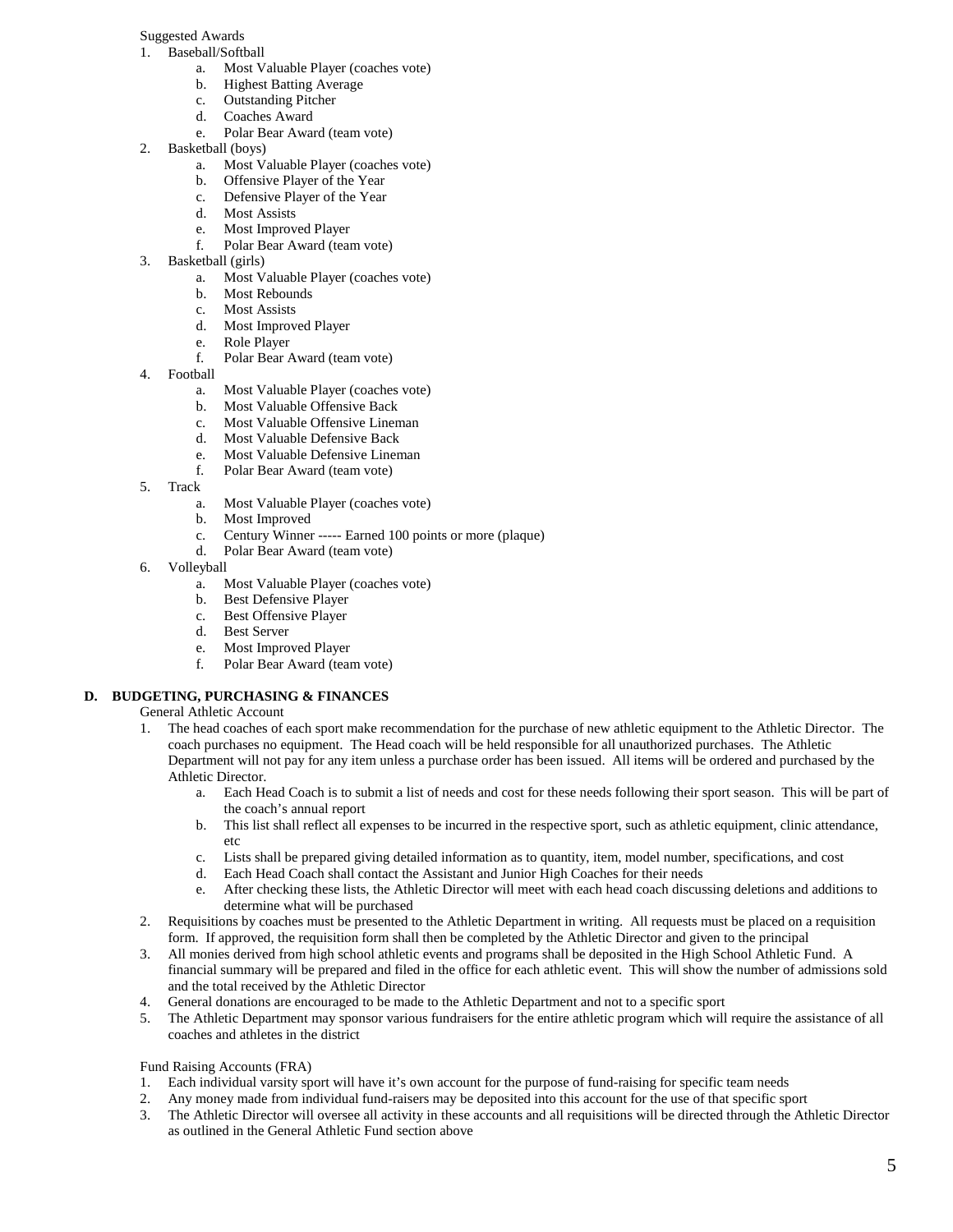Suggested Awards

1. Baseball/Softball
    a. Most Valuable Player (coaches vote)
    b. Highest Batting Average
    c. Outstanding Pitcher
    d. Coaches Award
    e. Polar Bear Award (team vote)
2. Basketball (boys)
    a. Most Valuable Player (coaches vote)
    b. Offensive Player of the Year
    c. Defensive Player of the Year
    d. Most Assists
    e. Most Improved Player
    f. Polar Bear Award (team vote)
3. Basketball (girls)
    a. Most Valuable Player (coaches vote)
    b. Most Rebounds
    c. Most Assists
    d. Most Improved Player
    e. Role Player
    f. Polar Bear Award (team vote)
4. Football
    a. Most Valuable Player (coaches vote)
    b. Most Valuable Offensive Back
    c. Most Valuable Offensive Lineman
    d. Most Valuable Defensive Back
    e. Most Valuable Defensive Lineman
    f. Polar Bear Award (team vote)
5. Track
    a. Most Valuable Player (coaches vote)
    b. Most Improved
    c. Century Winner ----- Earned 100 points or more (plaque)
    d. Polar Bear Award (team vote)
6. Volleyball
    a. Most Valuable Player (coaches vote)
    b. Best Defensive Player
    c. Best Offensive Player
    d. Best Server
    e. Most Improved Player
    f. Polar Bear Award (team vote)

**D. BUDGETING, PURCHASING & FINANCES**

General Athletic Account

1. The head coaches of each sport make recommendation for the purchase of new athletic equipment to the Athletic Director. The coach purchases no equipment. The Head coach will be held responsible for all unauthorized purchases. The Athletic Department will not pay for any item unless a purchase order has been issued. All items will be ordered and purchased by the Athletic Director.
    a. Each Head Coach is to submit a list of needs and cost for these needs following their sport season. This will be part of the coach's annual report
    b. This list shall reflect all expenses to be incurred in the respective sport, such as athletic equipment, clinic attendance, etc
    c. Lists shall be prepared giving detailed information as to quantity, item, model number, specifications, and cost
    d. Each Head Coach shall contact the Assistant and Junior High Coaches for their needs
    e. After checking these lists, the Athletic Director will meet with each head coach discussing deletions and additions to determine what will be purchased
2. Requisitions by coaches must be presented to the Athletic Department in writing. All requests must be placed on a requisition form. If approved, the requisition form shall then be completed by the Athletic Director and given to the principal
3. All monies derived from high school athletic events and programs shall be deposited in the High School Athletic Fund. A financial summary will be prepared and filed in the office for each athletic event. This will show the number of admissions sold and the total received by the Athletic Director
4. General donations are encouraged to be made to the Athletic Department and not to a specific sport
5. The Athletic Department may sponsor various fundraisers for the entire athletic program which will require the assistance of all coaches and athletes in the district

Fund Raising Accounts (FRA)

1. Each individual varsity sport will have it's own account for the purpose of fund-raising for specific team needs
2. Any money made from individual fund-raisers may be deposited into this account for the use of that specific sport
3. The Athletic Director will oversee all activity in these accounts and all requisitions will be directed through the Athletic Director as outlined in the General Athletic Fund section above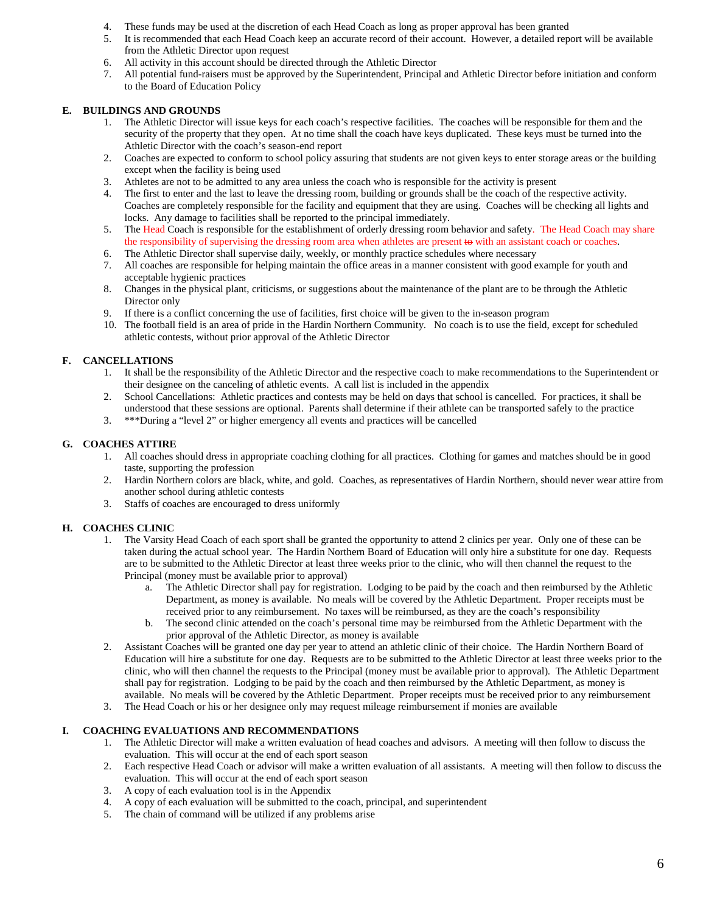4. These funds may be used at the discretion of each Head Coach as long as proper approval has been granted
5. It is recommended that each Head Coach keep an accurate record of their account. However, a detailed report will be available from the Athletic Director upon request
6. All activity in this account should be directed through the Athletic Director
7. All potential fund-raisers must be approved by the Superintendent, Principal and Athletic Director before initiation and conform to the Board of Education Policy

### E. BUILDINGS AND GROUNDS

1. The Athletic Director will issue keys for each coach's respective facilities. The coaches will be responsible for them and the security of the property that they open. At no time shall the coach have keys duplicated. These keys must be turned into the Athletic Director with the coach's season-end report
2. Coaches are expected to conform to school policy assuring that students are not given keys to enter storage areas or the building except when the facility is being used
3. Athletes are not to be admitted to any area unless the coach who is responsible for the activity is present
4. The first to enter and the last to leave the dressing room, building or grounds shall be the coach of the respective activity. Coaches are completely responsible for the facility and equipment that they are using. Coaches will be checking all lights and locks. Any damage to facilities shall be reported to the principal immediately.
5. The Head Coach is responsible for the establishment of orderly dressing room behavior and safety. The Head Coach may share the responsibility of supervising the dressing room area when athletes are present ~~to~~ with an assistant coach or coaches.
6. The Athletic Director shall supervise daily, weekly, or monthly practice schedules where necessary
7. All coaches are responsible for helping maintain the office areas in a manner consistent with good example for youth and acceptable hygienic practices
8. Changes in the physical plant, criticisms, or suggestions about the maintenance of the plant are to be through the Athletic Director only
9. If there is a conflict concerning the use of facilities, first choice will be given to the in-season program
10. The football field is an area of pride in the Hardin Northern Community. No coach is to use the field, except for scheduled athletic contests, without prior approval of the Athletic Director

### F. CANCELLATIONS

1. It shall be the responsibility of the Athletic Director and the respective coach to make recommendations to the Superintendent or their designee on the canceling of athletic events. A call list is included in the appendix
2. School Cancellations: Athletic practices and contests may be held on days that school is cancelled. For practices, it shall be understood that these sessions are optional. Parents shall determine if their athlete can be transported safely to the practice
3. ***During a "level 2" or higher emergency all events and practices will be cancelled

### G. COACHES ATTIRE

1. All coaches should dress in appropriate coaching clothing for all practices. Clothing for games and matches should be in good taste, supporting the profession
2. Hardin Northern colors are black, white, and gold. Coaches, as representatives of Hardin Northern, should never wear attire from another school during athletic contests
3. Staffs of coaches are encouraged to dress uniformly

### H. COACHES CLINIC

1. The Varsity Head Coach of each sport shall be granted the opportunity to attend 2 clinics per year. Only one of these can be taken during the actual school year. The Hardin Northern Board of Education will only hire a substitute for one day. Requests are to be submitted to the Athletic Director at least three weeks prior to the clinic, who will then channel the request to the Principal (money must be available prior to approval)
   a. The Athletic Director shall pay for registration. Lodging to be paid by the coach and then reimbursed by the Athletic Department, as money is available. No meals will be covered by the Athletic Department. Proper receipts must be received prior to any reimbursement. No taxes will be reimbursed, as they are the coach's responsibility
   b. The second clinic attended on the coach's personal time may be reimbursed from the Athletic Department with the prior approval of the Athletic Director, as money is available
2. Assistant Coaches will be granted one day per year to attend an athletic clinic of their choice. The Hardin Northern Board of Education will hire a substitute for one day. Requests are to be submitted to the Athletic Director at least three weeks prior to the clinic, who will then channel the requests to the Principal (money must be available prior to approval). The Athletic Department shall pay for registration. Lodging to be paid by the coach and then reimbursed by the Athletic Department, as money is available. No meals will be covered by the Athletic Department. Proper receipts must be received prior to any reimbursement
3. The Head Coach or his or her designee only may request mileage reimbursement if monies are available

### I. COACHING EVALUATIONS AND RECOMMENDATIONS

1. The Athletic Director will make a written evaluation of head coaches and advisors. A meeting will then follow to discuss the evaluation. This will occur at the end of each sport season
2. Each respective Head Coach or advisor will make a written evaluation of all assistants. A meeting will then follow to discuss the evaluation. This will occur at the end of each sport season
3. A copy of each evaluation tool is in the Appendix
4. A copy of each evaluation will be submitted to the coach, principal, and superintendent
5. The chain of command will be utilized if any problems arise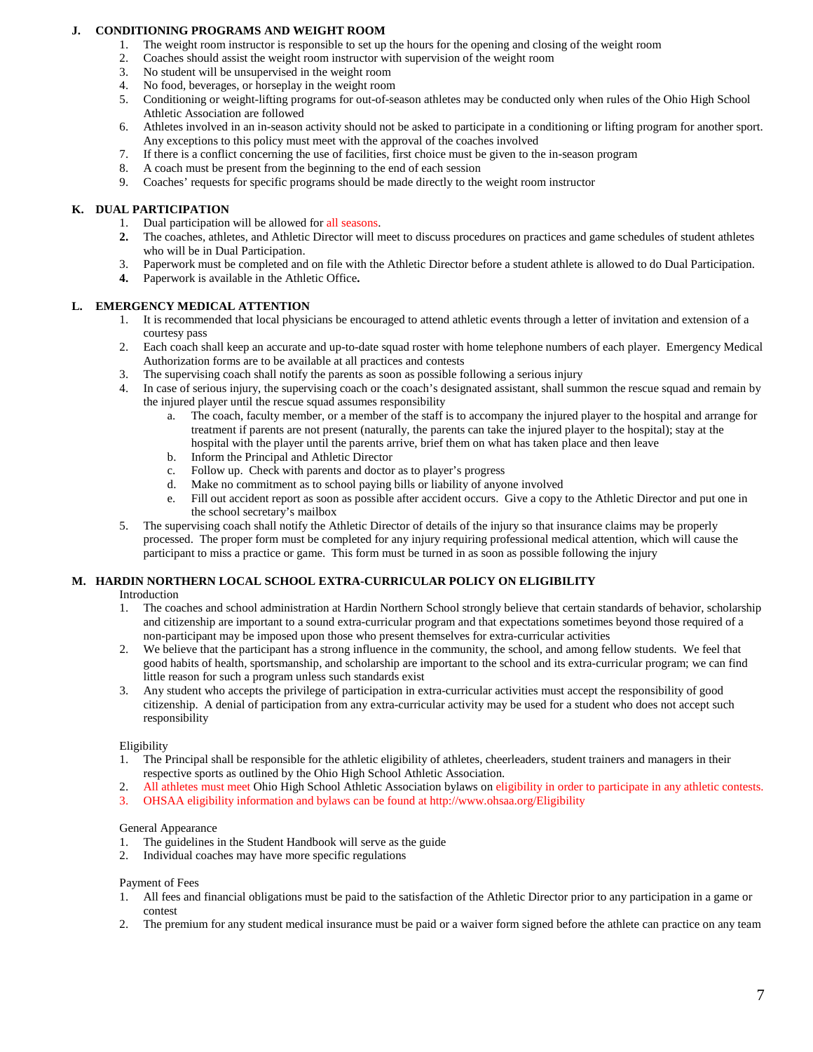## J. CONDITIONING PROGRAMS AND WEIGHT ROOM

1. The weight room instructor is responsible to set up the hours for the opening and closing of the weight room
2. Coaches should assist the weight room instructor with supervision of the weight room
3. No student will be unsupervised in the weight room
4. No food, beverages, or horseplay in the weight room
5. Conditioning or weight-lifting programs for out-of-season athletes may be conducted only when rules of the Ohio High School Athletic Association are followed
6. Athletes involved in an in-season activity should not be asked to participate in a conditioning or lifting program for another sport. Any exceptions to this policy must meet with the approval of the coaches involved
7. If there is a conflict concerning the use of facilities, first choice must be given to the in-season program
8. A coach must be present from the beginning to the end of each session
9. Coaches' requests for specific programs should be made directly to the weight room instructor

## K. DUAL PARTICIPATION

1. Dual participation will be allowed for all seasons.
2. The coaches, athletes, and Athletic Director will meet to discuss procedures on practices and game schedules of student athletes who will be in Dual Participation.
3. Paperwork must be completed and on file with the Athletic Director before a student athlete is allowed to do Dual Participation.
4. Paperwork is available in the Athletic Office.

## L. EMERGENCY MEDICAL ATTENTION

1. It is recommended that local physicians be encouraged to attend athletic events through a letter of invitation and extension of a courtesy pass
2. Each coach shall keep an accurate and up-to-date squad roster with home telephone numbers of each player. Emergency Medical Authorization forms are to be available at all practices and contests
3. The supervising coach shall notify the parents as soon as possible following a serious injury
4. In case of serious injury, the supervising coach or the coach's designated assistant, shall summon the rescue squad and remain by the injured player until the rescue squad assumes responsibility
   a. The coach, faculty member, or a member of the staff is to accompany the injured player to the hospital and arrange for treatment if parents are not present (naturally, the parents can take the injured player to the hospital); stay at the hospital with the player until the parents arrive, brief them on what has taken place and then leave
   b. Inform the Principal and Athletic Director
   c. Follow up. Check with parents and doctor as to player's progress
   d. Make no commitment as to school paying bills or liability of anyone involved
   e. Fill out accident report as soon as possible after accident occurs. Give a copy to the Athletic Director and put one in the school secretary's mailbox
5. The supervising coach shall notify the Athletic Director of details of the injury so that insurance claims may be properly processed. The proper form must be completed for any injury requiring professional medical attention, which will cause the participant to miss a practice or game. This form must be turned in as soon as possible following the injury

## M. HARDIN NORTHERN LOCAL SCHOOL EXTRA-CURRICULAR POLICY ON ELIGIBILITY

Introduction

1. The coaches and school administration at Hardin Northern School strongly believe that certain standards of behavior, scholarship and citizenship are important to a sound extra-curricular program and that expectations sometimes beyond those required of a non-participant may be imposed upon those who present themselves for extra-curricular activities
2. We believe that the participant has a strong influence in the community, the school, and among fellow students. We feel that good habits of health, sportsmanship, and scholarship are important to the school and its extra-curricular program; we can find little reason for such a program unless such standards exist
3. Any student who accepts the privilege of participation in extra-curricular activities must accept the responsibility of good citizenship. A denial of participation from any extra-curricular activity may be used for a student who does not accept such responsibility

Eligibility

1. The Principal shall be responsible for the athletic eligibility of athletes, cheerleaders, student trainers and managers in their respective sports as outlined by the Ohio High School Athletic Association.
2. All athletes must meet Ohio High School Athletic Association bylaws on eligibility in order to participate in any athletic contests.
3. OHSAA eligibility information and bylaws can be found at http://www.ohsaa.org/Eligibility

General Appearance

1. The guidelines in the Student Handbook will serve as the guide
2. Individual coaches may have more specific regulations

Payment of Fees

1. All fees and financial obligations must be paid to the satisfaction of the Athletic Director prior to any participation in a game or contest
2. The premium for any student medical insurance must be paid or a waiver form signed before the athlete can practice on any team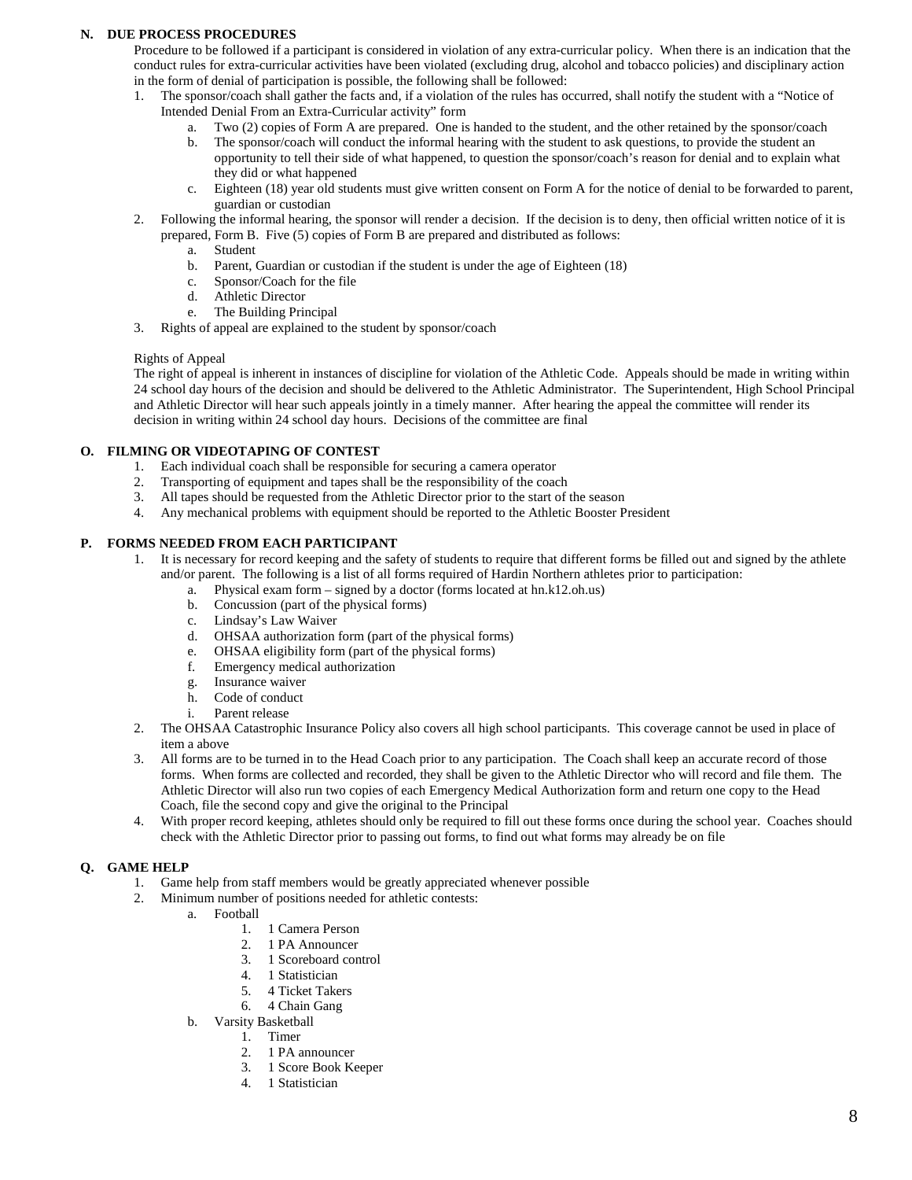### N. DUE PROCESS PROCEDURES

Procedure to be followed if a participant is considered in violation of any extra-curricular policy. When there is an indication that the conduct rules for extra-curricular activities have been violated (excluding drug, alcohol and tobacco policies) and disciplinary action in the form of denial of participation is possible, the following shall be followed:

1. The sponsor/coach shall gather the facts and, if a violation of the rules has occurred, shall notify the student with a "Notice of Intended Denial From an Extra-Curricular activity" form
   a. Two (2) copies of Form A are prepared. One is handed to the student, and the other retained by the sponsor/coach
   b. The sponsor/coach will conduct the informal hearing with the student to ask questions, to provide the student an opportunity to tell their side of what happened, to question the sponsor/coach's reason for denial and to explain what they did or what happened
   c. Eighteen (18) year old students must give written consent on Form A for the notice of denial to be forwarded to parent, guardian or custodian
2. Following the informal hearing, the sponsor will render a decision. If the decision is to deny, then official written notice of it is prepared, Form B. Five (5) copies of Form B are prepared and distributed as follows:
   a. Student
   b. Parent, Guardian or custodian if the student is under the age of Eighteen (18)
   c. Sponsor/Coach for the file
   d. Athletic Director
   e. The Building Principal
3. Rights of appeal are explained to the student by sponsor/coach

Rights of Appeal

The right of appeal is inherent in instances of discipline for violation of the Athletic Code. Appeals should be made in writing within 24 school day hours of the decision and should be delivered to the Athletic Administrator. The Superintendent, High School Principal and Athletic Director will hear such appeals jointly in a timely manner. After hearing the appeal the committee will render its decision in writing within 24 school day hours. Decisions of the committee are final

### O. FILMING OR VIDEOTAPING OF CONTEST

1. Each individual coach shall be responsible for securing a camera operator
2. Transporting of equipment and tapes shall be the responsibility of the coach
3. All tapes should be requested from the Athletic Director prior to the start of the season
4. Any mechanical problems with equipment should be reported to the Athletic Booster President

### P. FORMS NEEDED FROM EACH PARTICIPANT

1. It is necessary for record keeping and the safety of students to require that different forms be filled out and signed by the athlete and/or parent. The following is a list of all forms required of Hardin Northern athletes prior to participation:
   a. Physical exam form – signed by a doctor (forms located at hn.k12.oh.us)
   b. Concussion (part of the physical forms)
   c. Lindsay's Law Waiver
   d. OHSAA authorization form (part of the physical forms)
   e. OHSAA eligibility form (part of the physical forms)
   f. Emergency medical authorization
   g. Insurance waiver
   h. Code of conduct
   i. Parent release
2. The OHSAA Catastrophic Insurance Policy also covers all high school participants. This coverage cannot be used in place of item a above
3. All forms are to be turned in to the Head Coach prior to any participation. The Coach shall keep an accurate record of those forms. When forms are collected and recorded, they shall be given to the Athletic Director who will record and file them. The Athletic Director will also run two copies of each Emergency Medical Authorization form and return one copy to the Head Coach, file the second copy and give the original to the Principal
4. With proper record keeping, athletes should only be required to fill out these forms once during the school year. Coaches should check with the Athletic Director prior to passing out forms, to find out what forms may already be on file

### Q. GAME HELP

1. Game help from staff members would be greatly appreciated whenever possible
2. Minimum number of positions needed for athletic contests:
   a. Football
      1. 1 Camera Person
      2. 1 PA Announcer
      3. 1 Scoreboard control
      4. 1 Statistician
      5. 4 Ticket Takers
      6. 4 Chain Gang
   b. Varsity Basketball
      1. Timer
      2. 1 PA announcer
      3. 1 Score Book Keeper
      4. 1 Statistician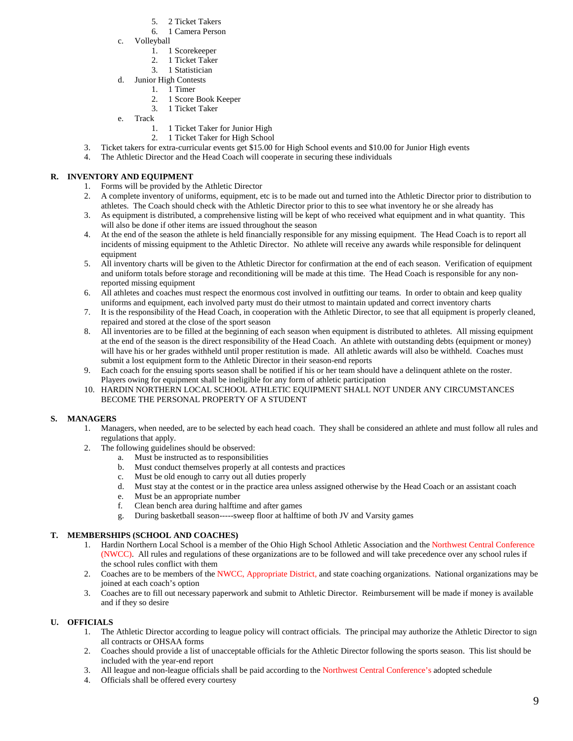5. 2 Ticket Takers
6. 1 Camera Person

c. Volleyball
   1. 1 Scorekeeper
   2. 1 Ticket Taker
   3. 1 Statistician

d. Junior High Contests
   1. 1 Timer
   2. 1 Score Book Keeper
   3. 1 Ticket Taker

e. Track
   1. 1 Ticket Taker for Junior High
   2. 1 Ticket Taker for High School

3. Ticket takers for extra-curricular events get $15.00 for High School events and $10.00 for Junior High events
4. The Athletic Director and the Head Coach will cooperate in securing these individuals

**R. INVENTORY AND EQUIPMENT**

1. Forms will be provided by the Athletic Director
2. A complete inventory of uniforms, equipment, etc is to be made out and turned into the Athletic Director prior to distribution to athletes. The Coach should check with the Athletic Director prior to this to see what inventory he or she already has
3. As equipment is distributed, a comprehensive listing will be kept of who received what equipment and in what quantity. This will also be done if other items are issued throughout the season
4. At the end of the season the athlete is held financially responsible for any missing equipment. The Head Coach is to report all incidents of missing equipment to the Athletic Director. No athlete will receive any awards while responsible for delinquent equipment
5. All inventory charts will be given to the Athletic Director for confirmation at the end of each season. Verification of equipment and uniform totals before storage and reconditioning will be made at this time. The Head Coach is responsible for any non-reported missing equipment
6. All athletes and coaches must respect the enormous cost involved in outfitting our teams. In order to obtain and keep quality uniforms and equipment, each involved party must do their utmost to maintain updated and correct inventory charts
7. It is the responsibility of the Head Coach, in cooperation with the Athletic Director, to see that all equipment is properly cleaned, repaired and stored at the close of the sport season
8. All inventories are to be filled at the beginning of each season when equipment is distributed to athletes. All missing equipment at the end of the season is the direct responsibility of the Head Coach. An athlete with outstanding debts (equipment or money) will have his or her grades withheld until proper restitution is made. All athletic awards will also be withheld. Coaches must submit a lost equipment form to the Athletic Director in their season-end reports
9. Each coach for the ensuing sports season shall be notified if his or her team should have a delinquent athlete on the roster. Players owing for equipment shall be ineligible for any form of athletic participation
10. HARDIN NORTHERN LOCAL SCHOOL ATHLETIC EQUIPMENT SHALL NOT UNDER ANY CIRCUMSTANCES BECOME THE PERSONAL PROPERTY OF A STUDENT

**S. MANAGERS**

1. Managers, when needed, are to be selected by each head coach. They shall be considered an athlete and must follow all rules and regulations that apply.
2. The following guidelines should be observed:
   a. Must be instructed as to responsibilities
   b. Must conduct themselves properly at all contests and practices
   c. Must be old enough to carry out all duties properly
   d. Must stay at the contest or in the practice area unless assigned otherwise by the Head Coach or an assistant coach
   e. Must be an appropriate number
   f. Clean bench area during halftime and after games
   g. During basketball season-----sweep floor at halftime of both JV and Varsity games

**T. MEMBERSHIPS (SCHOOL AND COACHES)**

1. Hardin Northern Local School is a member of the Ohio High School Athletic Association and the Northwest Central Conference (NWCC). All rules and regulations of these organizations are to be followed and will take precedence over any school rules if the school rules conflict with them
2. Coaches are to be members of the NWCC, Appropriate District, and state coaching organizations. National organizations may be joined at each coach's option
3. Coaches are to fill out necessary paperwork and submit to Athletic Director. Reimbursement will be made if money is available and if they so desire

**U. OFFICIALS**

1. The Athletic Director according to league policy will contract officials. The principal may authorize the Athletic Director to sign all contracts or OHSAA forms
2. Coaches should provide a list of unacceptable officials for the Athletic Director following the sports season. This list should be included with the year-end report
3. All league and non-league officials shall be paid according to the Northwest Central Conference's adopted schedule
4. Officials shall be offered every courtesy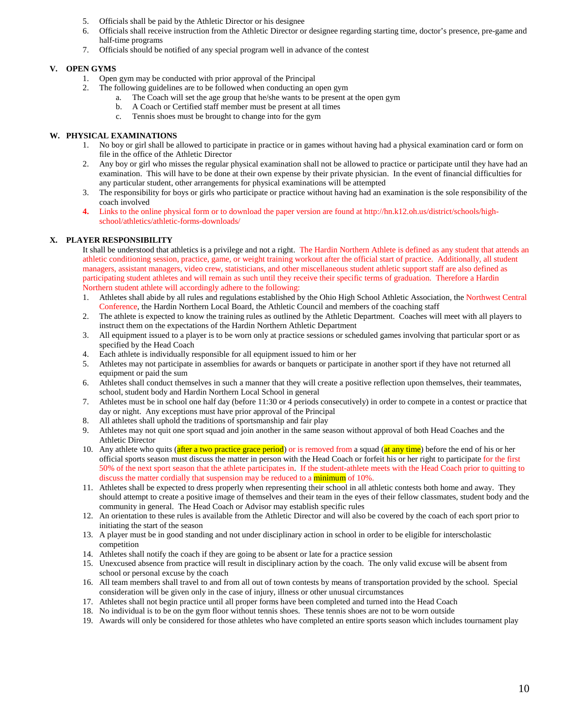5. Officials shall be paid by the Athletic Director or his designee
6. Officials shall receive instruction from the Athletic Director or designee regarding starting time, doctor's presence, pre-game and half-time programs
7. Officials should be notified of any special program well in advance of the contest

## V. OPEN GYMS

1. Open gym may be conducted with prior approval of the Principal
2. The following guidelines are to be followed when conducting an open gym
   a. The Coach will set the age group that he/she wants to be present at the open gym
   b. A Coach or Certified staff member must be present at all times
   c. Tennis shoes must be brought to change into for the gym

## W. PHYSICAL EXAMINATIONS

1. No boy or girl shall be allowed to participate in practice or in games without having had a physical examination card or form on file in the office of the Athletic Director
2. Any boy or girl who misses the regular physical examination shall not be allowed to practice or participate until they have had an examination. This will have to be done at their own expense by their private physician. In the event of financial difficulties for any particular student, other arrangements for physical examinations will be attempted
3. The responsibility for boys or girls who participate or practice without having had an examination is the sole responsibility of the coach involved
4. Links to the online physical form or to download the paper version are found at http://hn.k12.oh.us/district/schools/high-school/athletics/athletic-forms-downloads/

## X. PLAYER RESPONSIBILITY

It shall be understood that athletics is a privilege and not a right. The Hardin Northern Athlete is defined as any student that attends an athletic conditioning session, practice, game, or weight training workout after the official start of practice. Additionally, all student managers, assistant managers, video crew, statisticians, and other miscellaneous student athletic support staff are also defined as participating student athletes and will remain as such until they receive their specific terms of graduation. Therefore a Hardin Northern student athlete will accordingly adhere to the following:

1. Athletes shall abide by all rules and regulations established by the Ohio High School Athletic Association, the Northwest Central Conference, the Hardin Northern Local Board, the Athletic Council and members of the coaching staff
2. The athlete is expected to know the training rules as outlined by the Athletic Department. Coaches will meet with all players to instruct them on the expectations of the Hardin Northern Athletic Department
3. All equipment issued to a player is to be worn only at practice sessions or scheduled games involving that particular sport or as specified by the Head Coach
4. Each athlete is individually responsible for all equipment issued to him or her
5. Athletes may not participate in assemblies for awards or banquets or participate in another sport if they have not returned all equipment or paid the sum
6. Athletes shall conduct themselves in such a manner that they will create a positive reflection upon themselves, their teammates, school, student body and Hardin Northern Local School in general
7. Athletes must be in school one half day (before 11:30 or 4 periods consecutively) in order to compete in a contest or practice that day or night. Any exceptions must have prior approval of the Principal
8. All athletes shall uphold the traditions of sportsmanship and fair play
9. Athletes may not quit one sport squad and join another in the same season without approval of both Head Coaches and the Athletic Director
10. Any athlete who quits (after a two practice grace period) or is removed from a squad (at any time) before the end of his or her official sports season must discuss the matter in person with the Head Coach or forfeit his or her right to participate for the first 50% of the next sport season that the athlete participates in. If the student-athlete meets with the Head Coach prior to quitting to discuss the matter cordially that suspension may be reduced to a minimum of 10%.
11. Athletes shall be expected to dress properly when representing their school in all athletic contests both home and away. They should attempt to create a positive image of themselves and their team in the eyes of their fellow classmates, student body and the community in general. The Head Coach or Advisor may establish specific rules
12. An orientation to these rules is available from the Athletic Director and will also be covered by the coach of each sport prior to initiating the start of the season
13. A player must be in good standing and not under disciplinary action in school in order to be eligible for interscholastic competition
14. Athletes shall notify the coach if they are going to be absent or late for a practice session
15. Unexcused absence from practice will result in disciplinary action by the coach. The only valid excuse will be absent from school or personal excuse by the coach
16. All team members shall travel to and from all out of town contests by means of transportation provided by the school. Special consideration will be given only in the case of injury, illness or other unusual circumstances
17. Athletes shall not begin practice until all proper forms have been completed and turned into the Head Coach
18. No individual is to be on the gym floor without tennis shoes. These tennis shoes are not to be worn outside
19. Awards will only be considered for those athletes who have completed an entire sports season which includes tournament play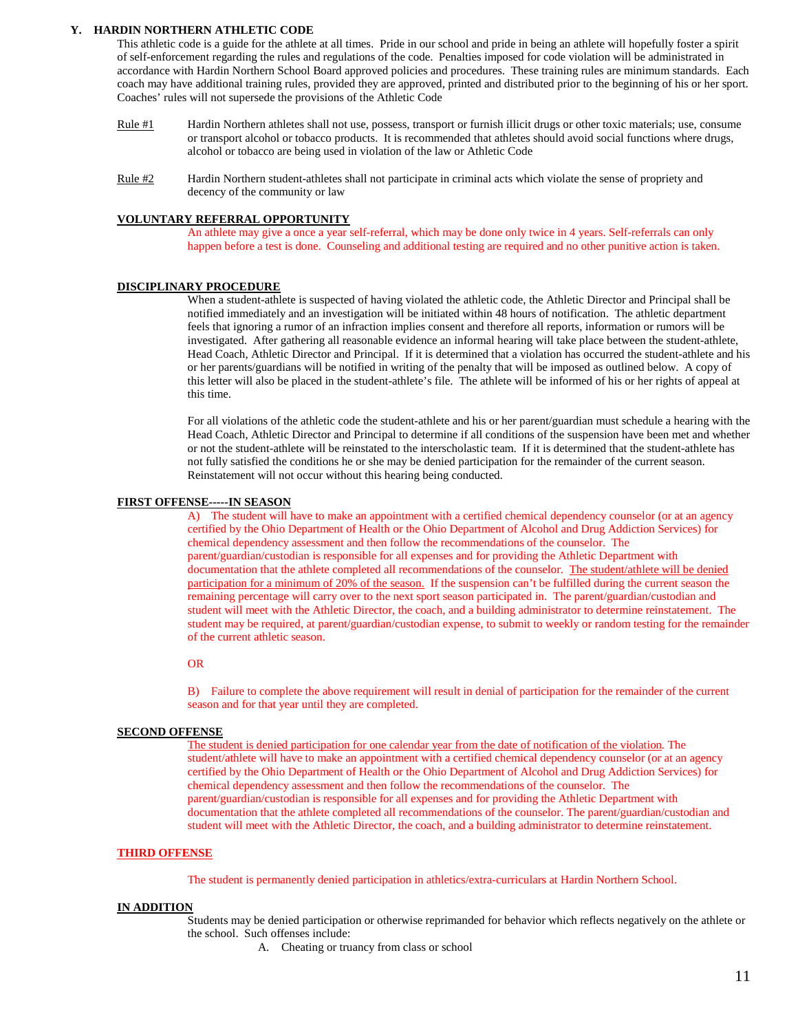## Y. HARDIN NORTHERN ATHLETIC CODE

This athletic code is a guide for the athlete at all times. Pride in our school and pride in being an athlete will hopefully foster a spirit of self-enforcement regarding the rules and regulations of the code. Penalties imposed for code violation will be administrated in accordance with Hardin Northern School Board approved policies and procedures. These training rules are minimum standards. Each coach may have additional training rules, provided they are approved, printed and distributed prior to the beginning of his or her sport. Coaches' rules will not supersede the provisions of the Athletic Code

Rule #1 Hardin Northern athletes shall not use, possess, transport or furnish illicit drugs or other toxic materials; use, consume or transport alcohol or tobacco products. It is recommended that athletes should avoid social functions where drugs, alcohol or tobacco are being used in violation of the law or Athletic Code

Rule #2 Hardin Northern student-athletes shall not participate in criminal acts which violate the sense of propriety and decency of the community or law

**VOLUNTARY REFERRAL OPPORTUNITY**

An athlete may give a once a year self-referral, which may be done only twice in 4 years. Self-referrals can only happen before a test is done. Counseling and additional testing are required and no other punitive action is taken.

**DISCIPLINARY PROCEDURE**

When a student-athlete is suspected of having violated the athletic code, the Athletic Director and Principal shall be notified immediately and an investigation will be initiated within 48 hours of notification. The athletic department feels that ignoring a rumor of an infraction implies consent and therefore all reports, information or rumors will be investigated. After gathering all reasonable evidence an informal hearing will take place between the student-athlete, Head Coach, Athletic Director and Principal. If it is determined that a violation has occurred the student-athlete and his or her parents/guardians will be notified in writing of the penalty that will be imposed as outlined below. A copy of this letter will also be placed in the student-athlete's file. The athlete will be informed of his or her rights of appeal at this time.

For all violations of the athletic code the student-athlete and his or her parent/guardian must schedule a hearing with the Head Coach, Athletic Director and Principal to determine if all conditions of the suspension have been met and whether or not the student-athlete will be reinstated to the interscholastic team. If it is determined that the student-athlete has not fully satisfied the conditions he or she may be denied participation for the remainder of the current season. Reinstatement will not occur without this hearing being conducted.

**FIRST OFFENSE-----IN SEASON**

A) The student will have to make an appointment with a certified chemical dependency counselor (or at an agency certified by the Ohio Department of Health or the Ohio Department of Alcohol and Drug Addiction Services) for chemical dependency assessment and then follow the recommendations of the counselor. The parent/guardian/custodian is responsible for all expenses and for providing the Athletic Department with documentation that the athlete completed all recommendations of the counselor. The student/athlete will be denied participation for a minimum of 20% of the season. If the suspension can't be fulfilled during the current season the remaining percentage will carry over to the next sport season participated in. The parent/guardian/custodian and student will meet with the Athletic Director, the coach, and a building administrator to determine reinstatement. The student may be required, at parent/guardian/custodian expense, to submit to weekly or random testing for the remainder of the current athletic season.

OR

B) Failure to complete the above requirement will result in denial of participation for the remainder of the current season and for that year until they are completed.

**SECOND OFFENSE**

The student is denied participation for one calendar year from the date of notification of the violation. The student/athlete will have to make an appointment with a certified chemical dependency counselor (or at an agency certified by the Ohio Department of Health or the Ohio Department of Alcohol and Drug Addiction Services) for chemical dependency assessment and then follow the recommendations of the counselor. The parent/guardian/custodian is responsible for all expenses and for providing the Athletic Department with documentation that the athlete completed all recommendations of the counselor. The parent/guardian/custodian and student will meet with the Athletic Director, the coach, and a building administrator to determine reinstatement.

**THIRD OFFENSE**

The student is permanently denied participation in athletics/extra-curriculars at Hardin Northern School.

**IN ADDITION**

Students may be denied participation or otherwise reprimanded for behavior which reflects negatively on the athlete or the school. Such offenses include:

A. Cheating or truancy from class or school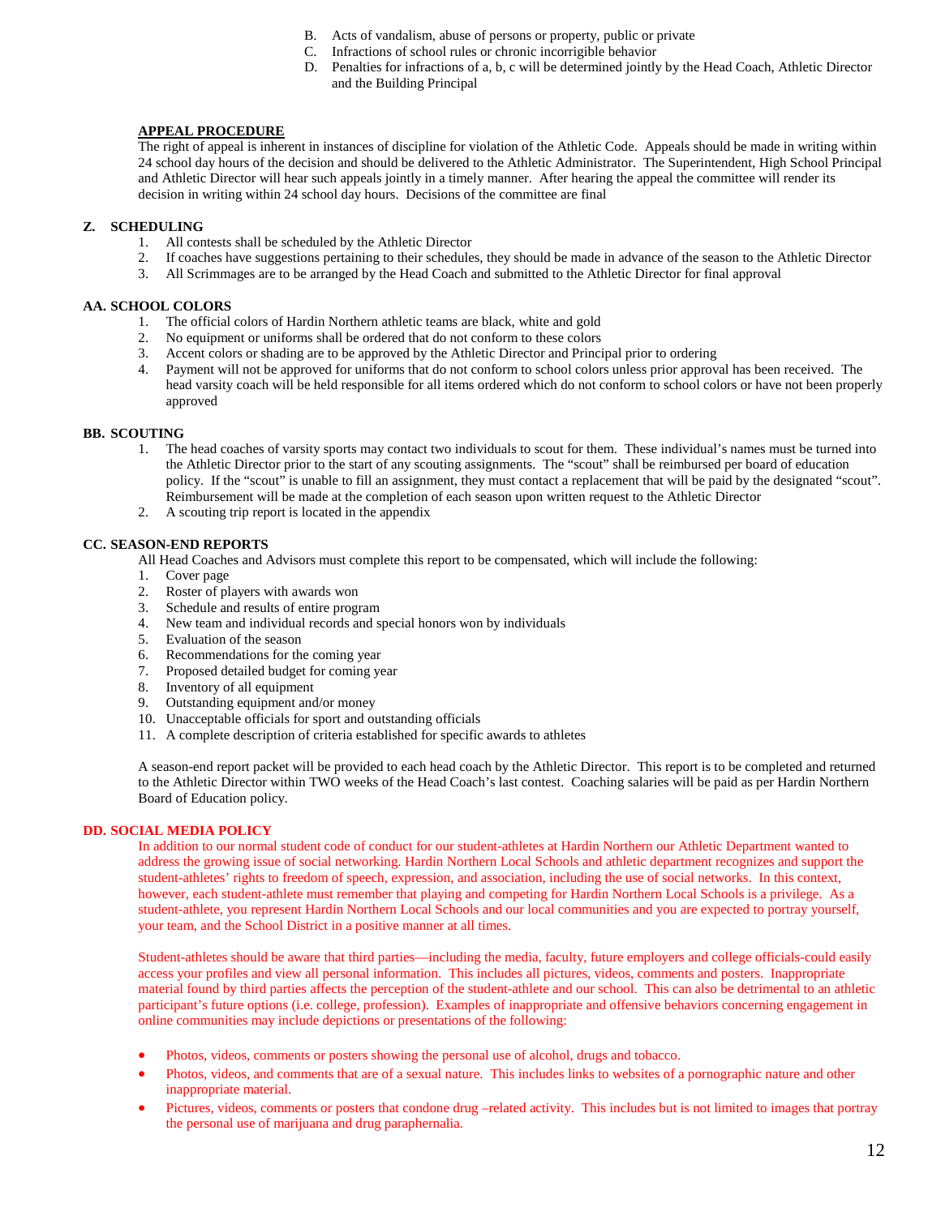B. Acts of vandalism, abuse of persons or property, public or private
C. Infractions of school rules or chronic incorrigible behavior
D. Penalties for infractions of a, b, c will be determined jointly by the Head Coach, Athletic Director and the Building Principal

**APPEAL PROCEDURE**

The right of appeal is inherent in instances of discipline for violation of the Athletic Code. Appeals should be made in writing within 24 school day hours of the decision and should be delivered to the Athletic Administrator. The Superintendent, High School Principal and Athletic Director will hear such appeals jointly in a timely manner. After hearing the appeal the committee will render its decision in writing within 24 school day hours. Decisions of the committee are final

## Z. SCHEDULING

1. All contests shall be scheduled by the Athletic Director
2. If coaches have suggestions pertaining to their schedules, they should be made in advance of the season to the Athletic Director
3. All Scrimmages are to be arranged by the Head Coach and submitted to the Athletic Director for final approval

## AA. SCHOOL COLORS

1. The official colors of Hardin Northern athletic teams are black, white and gold
2. No equipment or uniforms shall be ordered that do not conform to these colors
3. Accent colors or shading are to be approved by the Athletic Director and Principal prior to ordering
4. Payment will not be approved for uniforms that do not conform to school colors unless prior approval has been received. The head varsity coach will be held responsible for all items ordered which do not conform to school colors or have not been properly approved

## BB. SCOUTING

1. The head coaches of varsity sports may contact two individuals to scout for them. These individual's names must be turned into the Athletic Director prior to the start of any scouting assignments. The "scout" shall be reimbursed per board of education policy. If the "scout" is unable to fill an assignment, they must contact a replacement that will be paid by the designated "scout". Reimbursement will be made at the completion of each season upon written request to the Athletic Director
2. A scouting trip report is located in the appendix

## CC. SEASON-END REPORTS

All Head Coaches and Advisors must complete this report to be compensated, which will include the following:

1. Cover page
2. Roster of players with awards won
3. Schedule and results of entire program
4. New team and individual records and special honors won by individuals
5. Evaluation of the season
6. Recommendations for the coming year
7. Proposed detailed budget for coming year
8. Inventory of all equipment
9. Outstanding equipment and/or money
10. Unacceptable officials for sport and outstanding officials
11. A complete description of criteria established for specific awards to athletes

A season-end report packet will be provided to each head coach by the Athletic Director. This report is to be completed and returned to the Athletic Director within TWO weeks of the Head Coach's last contest. Coaching salaries will be paid as per Hardin Northern Board of Education policy.

## DD. SOCIAL MEDIA POLICY

In addition to our normal student code of conduct for our student-athletes at Hardin Northern our Athletic Department wanted to address the growing issue of social networking. Hardin Northern Local Schools and athletic department recognizes and support the student-athletes' rights to freedom of speech, expression, and association, including the use of social networks. In this context, however, each student-athlete must remember that playing and competing for Hardin Northern Local Schools is a privilege. As a student-athlete, you represent Hardin Northern Local Schools and our local communities and you are expected to portray yourself, your team, and the School District in a positive manner at all times.

Student-athletes should be aware that third parties—including the media, faculty, future employers and college officials-could easily access your profiles and view all personal information. This includes all pictures, videos, comments and posters. Inappropriate material found by third parties affects the perception of the student-athlete and our school. This can also be detrimental to an athletic participant's future options (i.e. college, profession). Examples of inappropriate and offensive behaviors concerning engagement in online communities may include depictions or presentations of the following:

- Photos, videos, comments or posters showing the personal use of alcohol, drugs and tobacco.
- Photos, videos, and comments that are of a sexual nature. This includes links to websites of a pornographic nature and other inappropriate material.
- Pictures, videos, comments or posters that condone drug –related activity. This includes but is not limited to images that portray the personal use of marijuana and drug paraphernalia.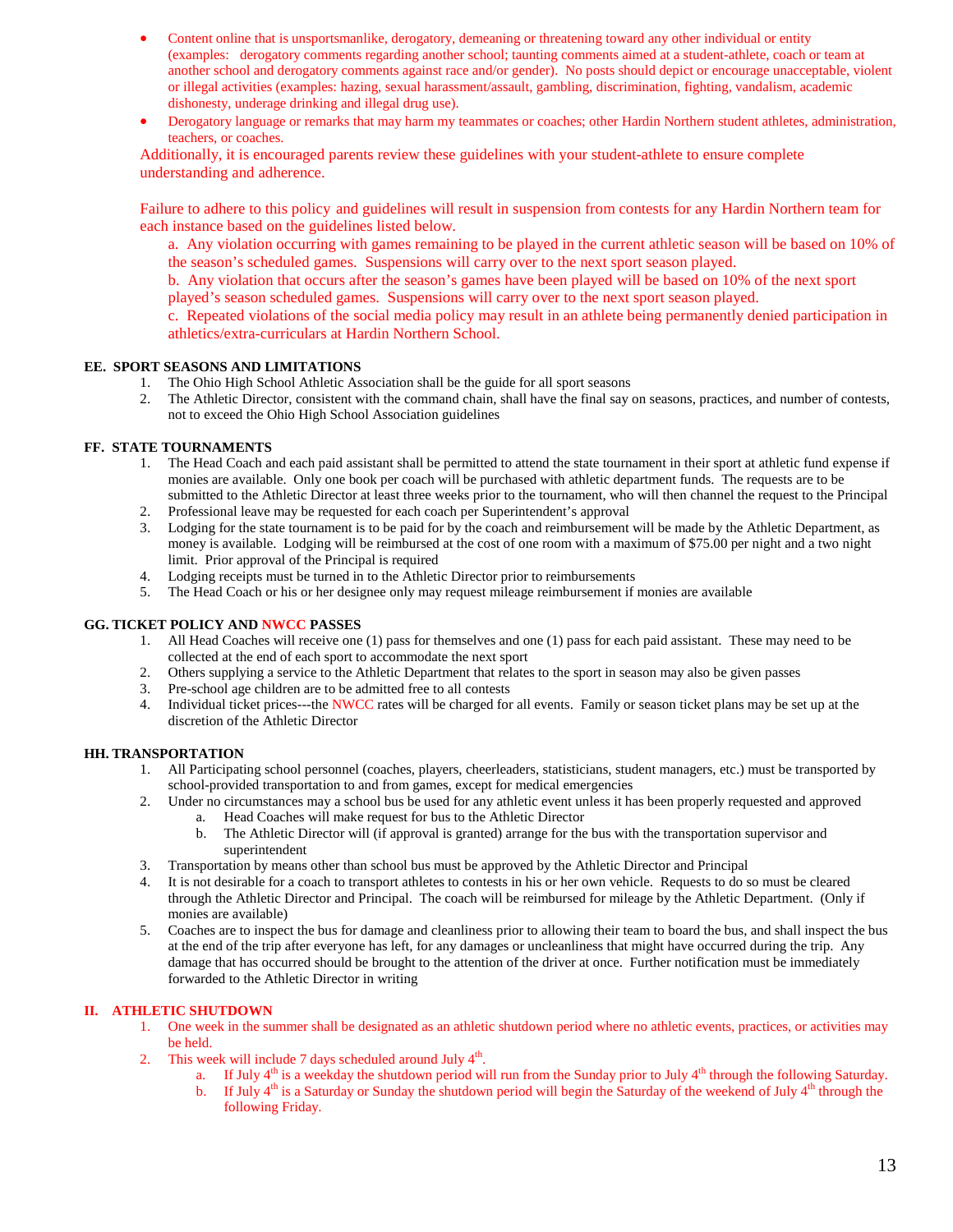- Content online that is unsportsmanlike, derogatory, demeaning or threatening toward any other individual or entity (examples: derogatory comments regarding another school; taunting comments aimed at a student-athlete, coach or team at another school and derogatory comments against race and/or gender). No posts should depict or encourage unacceptable, violent or illegal activities (examples: hazing, sexual harassment/assault, gambling, discrimination, fighting, vandalism, academic dishonesty, underage drinking and illegal drug use).
- Derogatory language or remarks that may harm my teammates or coaches; other Hardin Northern student athletes, administration, teachers, or coaches.

Additionally, it is encouraged parents review these guidelines with your student-athlete to ensure complete understanding and adherence.

Failure to adhere to this policy and guidelines will result in suspension from contests for any Hardin Northern team for each instance based on the guidelines listed below.

a. Any violation occurring with games remaining to be played in the current athletic season will be based on 10% of the season's scheduled games. Suspensions will carry over to the next sport season played.
b. Any violation that occurs after the season's games have been played will be based on 10% of the next sport played's season scheduled games. Suspensions will carry over to the next sport season played.
c. Repeated violations of the social media policy may result in an athlete being permanently denied participation in athletics/extra-curriculars at Hardin Northern School.

**EE. SPORT SEASONS AND LIMITATIONS**

1. The Ohio High School Athletic Association shall be the guide for all sport seasons
2. The Athletic Director, consistent with the command chain, shall have the final say on seasons, practices, and number of contests, not to exceed the Ohio High School Association guidelines

**FF. STATE TOURNAMENTS**

1. The Head Coach and each paid assistant shall be permitted to attend the state tournament in their sport at athletic fund expense if monies are available. Only one book per coach will be purchased with athletic department funds. The requests are to be submitted to the Athletic Director at least three weeks prior to the tournament, who will then channel the request to the Principal
2. Professional leave may be requested for each coach per Superintendent's approval
3. Lodging for the state tournament is to be paid for by the coach and reimbursement will be made by the Athletic Department, as money is available. Lodging will be reimbursed at the cost of one room with a maximum of $75.00 per night and a two night limit. Prior approval of the Principal is required
4. Lodging receipts must be turned in to the Athletic Director prior to reimbursements
5. The Head Coach or his or her designee only may request mileage reimbursement if monies are available

**GG. TICKET POLICY AND NWCC PASSES**

1. All Head Coaches will receive one (1) pass for themselves and one (1) pass for each paid assistant. These may need to be collected at the end of each sport to accommodate the next sport
2. Others supplying a service to the Athletic Department that relates to the sport in season may also be given passes
3. Pre-school age children are to be admitted free to all contests
4. Individual ticket prices---the NWCC rates will be charged for all events. Family or season ticket plans may be set up at the discretion of the Athletic Director

**HH. TRANSPORTATION**

1. All Participating school personnel (coaches, players, cheerleaders, statisticians, student managers, etc.) must be transported by school-provided transportation to and from games, except for medical emergencies
2. Under no circumstances may a school bus be used for any athletic event unless it has been properly requested and approved
   a. Head Coaches will make request for bus to the Athletic Director
   b. The Athletic Director will (if approval is granted) arrange for the bus with the transportation supervisor and superintendent
3. Transportation by means other than school bus must be approved by the Athletic Director and Principal
4. It is not desirable for a coach to transport athletes to contests in his or her own vehicle. Requests to do so must be cleared through the Athletic Director and Principal. The coach will be reimbursed for mileage by the Athletic Department. (Only if monies are available)
5. Coaches are to inspect the bus for damage and cleanliness prior to allowing their team to board the bus, and shall inspect the bus at the end of the trip after everyone has left, for any damages or uncleanliness that might have occurred during the trip. Any damage that has occurred should be brought to the attention of the driver at once. Further notification must be immediately forwarded to the Athletic Director in writing

**II. ATHLETIC SHUTDOWN**

1. One week in the summer shall be designated as an athletic shutdown period where no athletic events, practices, or activities may be held.
2. This week will include 7 days scheduled around July 4th.
   a. If July 4th is a weekday the shutdown period will run from the Sunday prior to July 4th through the following Saturday.
   b. If July 4th is a Saturday or Sunday the shutdown period will begin the Saturday of the weekend of July 4th through the following Friday.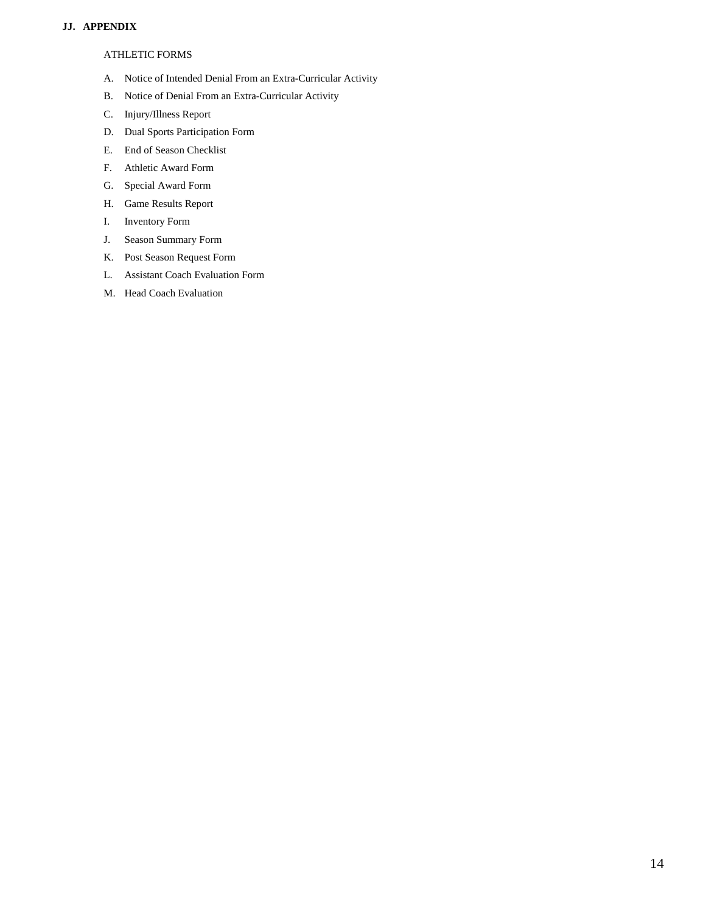**JJ. APPENDIX**

ATHLETIC FORMS

A. Notice of Intended Denial From an Extra-Curricular Activity

B. Notice of Denial From an Extra-Curricular Activity

C. Injury/Illness Report

D. Dual Sports Participation Form

E. End of Season Checklist

F. Athletic Award Form

G. Special Award Form

H. Game Results Report

I. Inventory Form

J. Season Summary Form

K. Post Season Request Form

L. Assistant Coach Evaluation Form

M. Head Coach Evaluation